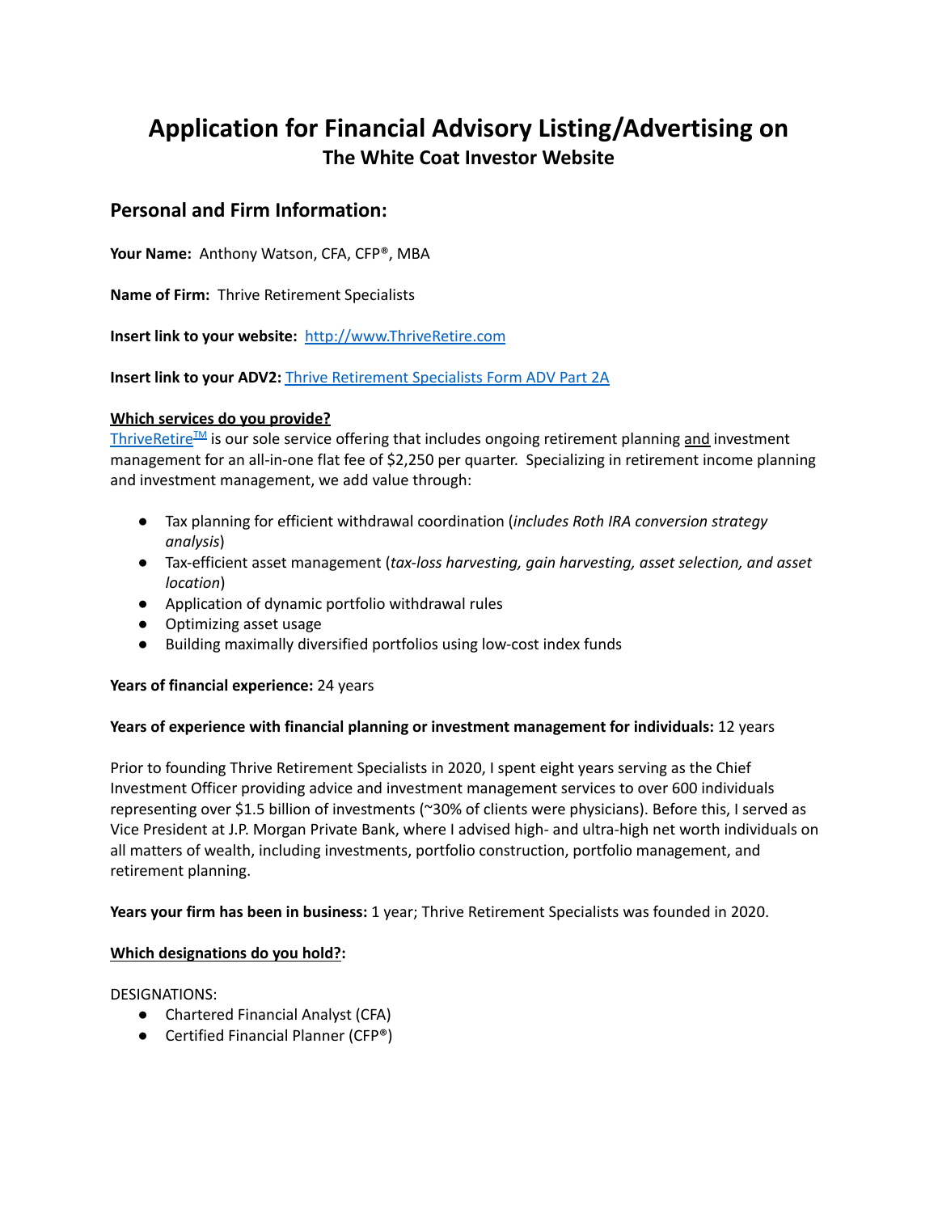# Application for Financial Advisory Listing/Advertising on
## The White Coat Investor Website

## Personal and Firm Information:

**Your Name:** Anthony Watson, CFA, CFP®, MBA

**Name of Firm:** Thrive Retirement Specialists

**Insert link to your website:** [http://www.ThriveRetire.com](http://www.ThriveRetire.com)

**Insert link to your ADV2:** [Thrive Retirement Specialists Form ADV Part 2A]()

**Which services do you provide?**

ThriveRetire™ is our sole service offering that includes ongoing retirement planning and investment management for an all-in-one flat fee of $2,250 per quarter. Specializing in retirement income planning and investment management, we add value through:

- Tax planning for efficient withdrawal coordination (*includes Roth IRA conversion strategy analysis*)
- Tax-efficient asset management (*tax-loss harvesting, gain harvesting, asset selection, and asset location*)
- Application of dynamic portfolio withdrawal rules
- Optimizing asset usage
- Building maximally diversified portfolios using low-cost index funds

**Years of financial experience:** 24 years

**Years of experience with financial planning or investment management for individuals:** 12 years

Prior to founding Thrive Retirement Specialists in 2020, I spent eight years serving as the Chief Investment Officer providing advice and investment management services to over 600 individuals representing over $1.5 billion of investments (~30% of clients were physicians). Before this, I served as Vice President at J.P. Morgan Private Bank, where I advised high- and ultra-high net worth individuals on all matters of wealth, including investments, portfolio construction, portfolio management, and retirement planning.

**Years your firm has been in business:** 1 year; Thrive Retirement Specialists was founded in 2020.

**Which designations do you hold?:**

DESIGNATIONS:

- Chartered Financial Analyst (CFA)
- Certified Financial Planner (CFP®)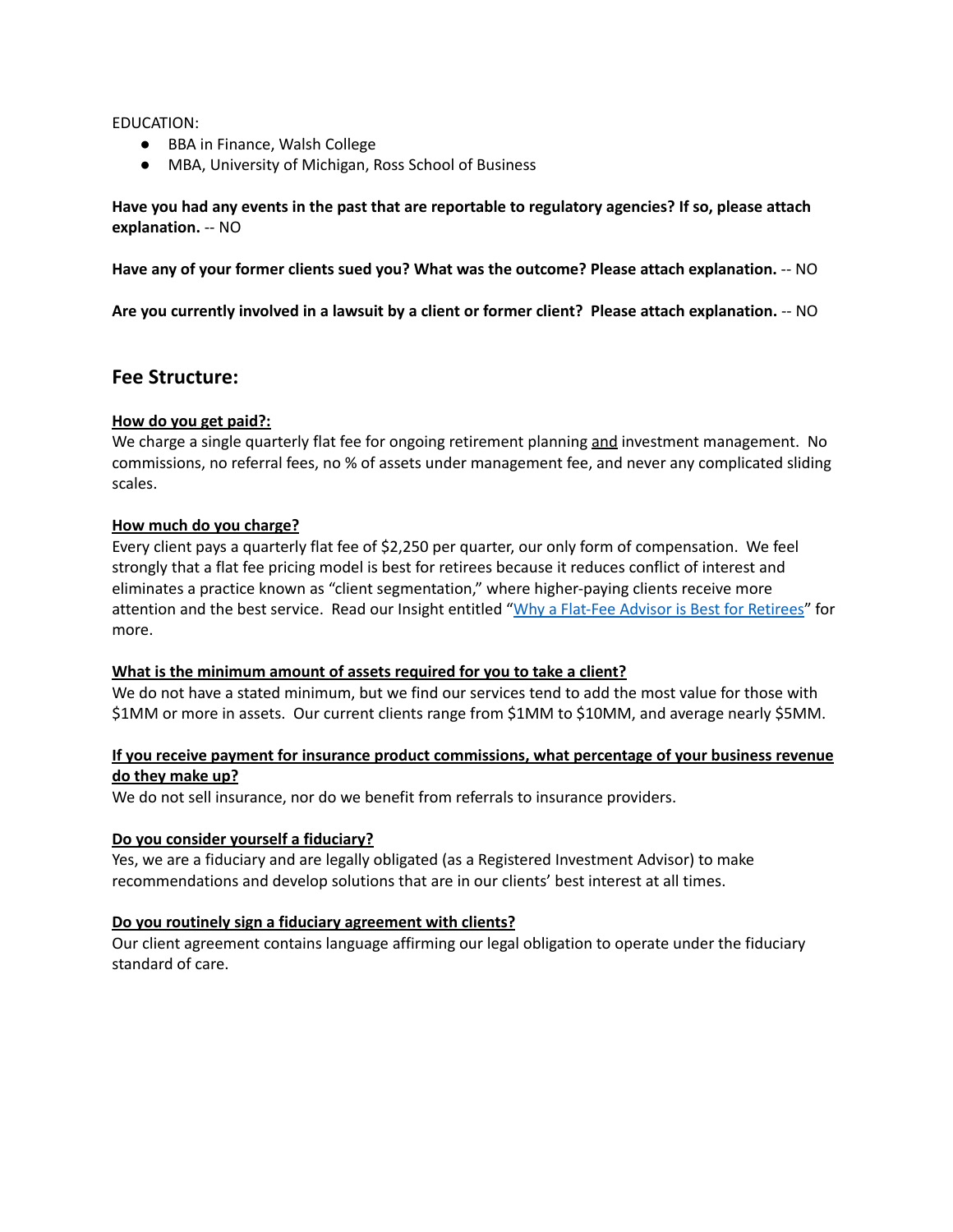EDUCATION:

- BBA in Finance, Walsh College
- MBA, University of Michigan, Ross School of Business

**Have you had any events in the past that are reportable to regulatory agencies? If so, please attach explanation.** -- NO

**Have any of your former clients sued you? What was the outcome? Please attach explanation.** -- NO

**Are you currently involved in a lawsuit by a client or former client? Please attach explanation.** -- NO

## Fee Structure:

**How do you get paid?:**

We charge a single quarterly flat fee for ongoing retirement planning and investment management. No commissions, no referral fees, no % of assets under management fee, and never any complicated sliding scales.

**How much do you charge?**

Every client pays a quarterly flat fee of $2,250 per quarter, our only form of compensation. We feel strongly that a flat fee pricing model is best for retirees because it reduces conflict of interest and eliminates a practice known as "client segmentation," where higher-paying clients receive more attention and the best service. Read our Insight entitled "Why a Flat-Fee Advisor is Best for Retirees" for more.

**What is the minimum amount of assets required for you to take a client?**

We do not have a stated minimum, but we find our services tend to add the most value for those with $1MM or more in assets. Our current clients range from $1MM to $10MM, and average nearly $5MM.

**If you receive payment for insurance product commissions, what percentage of your business revenue do they make up?**

We do not sell insurance, nor do we benefit from referrals to insurance providers.

**Do you consider yourself a fiduciary?**

Yes, we are a fiduciary and are legally obligated (as a Registered Investment Advisor) to make recommendations and develop solutions that are in our clients' best interest at all times.

**Do you routinely sign a fiduciary agreement with clients?**

Our client agreement contains language affirming our legal obligation to operate under the fiduciary standard of care.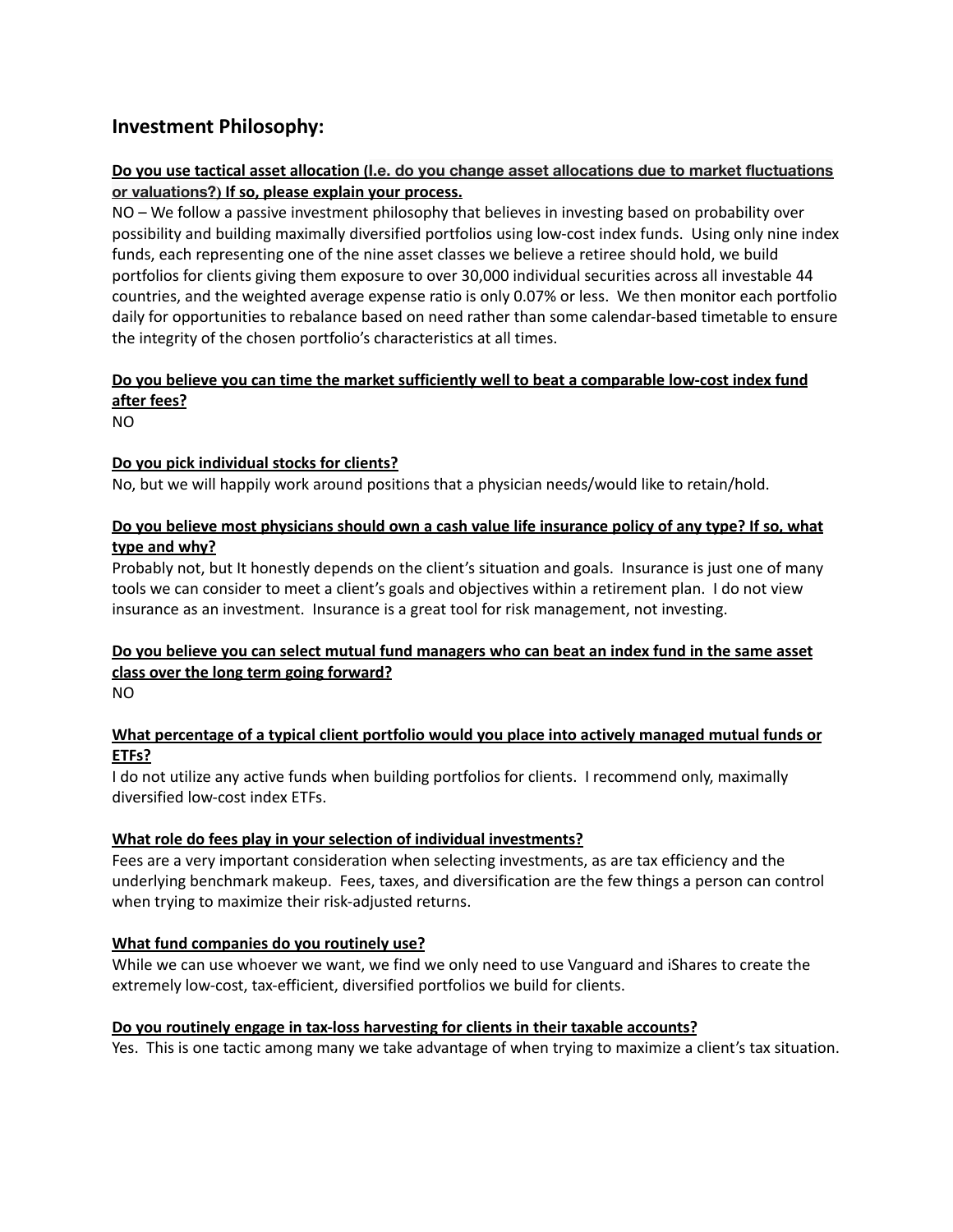## Investment Philosophy:

**Do you use tactical asset allocation (I.e. do you change asset allocations due to market fluctuations or valuations?) If so, please explain your process.**

NO – We follow a passive investment philosophy that believes in investing based on probability over possibility and building maximally diversified portfolios using low-cost index funds. Using only nine index funds, each representing one of the nine asset classes we believe a retiree should hold, we build portfolios for clients giving them exposure to over 30,000 individual securities across all investable 44 countries, and the weighted average expense ratio is only 0.07% or less. We then monitor each portfolio daily for opportunities to rebalance based on need rather than some calendar-based timetable to ensure the integrity of the chosen portfolio's characteristics at all times.

**Do you believe you can time the market sufficiently well to beat a comparable low-cost index fund after fees?**

NO

**Do you pick individual stocks for clients?**

No, but we will happily work around positions that a physician needs/would like to retain/hold.

**Do you believe most physicians should own a cash value life insurance policy of any type? If so, what type and why?**

Probably not, but It honestly depends on the client's situation and goals. Insurance is just one of many tools we can consider to meet a client's goals and objectives within a retirement plan. I do not view insurance as an investment. Insurance is a great tool for risk management, not investing.

**Do you believe you can select mutual fund managers who can beat an index fund in the same asset class over the long term going forward?**

NO

**What percentage of a typical client portfolio would you place into actively managed mutual funds or ETFs?**

I do not utilize any active funds when building portfolios for clients. I recommend only, maximally diversified low-cost index ETFs.

**What role do fees play in your selection of individual investments?**

Fees are a very important consideration when selecting investments, as are tax efficiency and the underlying benchmark makeup. Fees, taxes, and diversification are the few things a person can control when trying to maximize their risk-adjusted returns.

**What fund companies do you routinely use?**

While we can use whoever we want, we find we only need to use Vanguard and iShares to create the extremely low-cost, tax-efficient, diversified portfolios we build for clients.

**Do you routinely engage in tax-loss harvesting for clients in their taxable accounts?**

Yes. This is one tactic among many we take advantage of when trying to maximize a client's tax situation.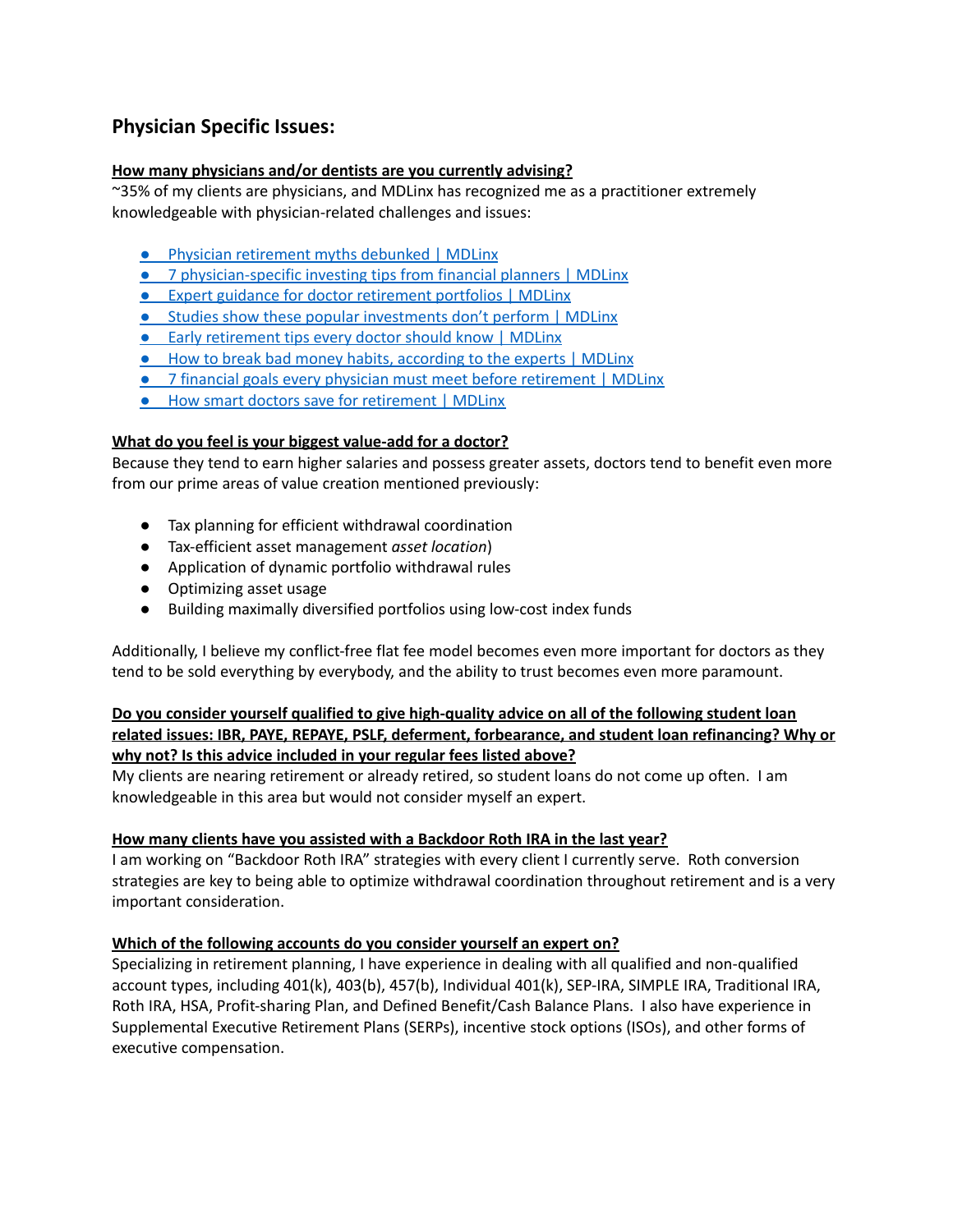## Physician Specific Issues:

**How many physicians and/or dentists are you currently advising?**

~35% of my clients are physicians, and MDLinx has recognized me as a practitioner extremely knowledgeable with physician-related challenges and issues:

- Physician retirement myths debunked | MDLinx
- 7 physician-specific investing tips from financial planners | MDLinx
- Expert guidance for doctor retirement portfolios | MDLinx
- Studies show these popular investments don't perform | MDLinx
- Early retirement tips every doctor should know | MDLinx
- How to break bad money habits, according to the experts | MDLinx
- 7 financial goals every physician must meet before retirement | MDLinx
- How smart doctors save for retirement | MDLinx

**What do you feel is your biggest value-add for a doctor?**

Because they tend to earn higher salaries and possess greater assets, doctors tend to benefit even more from our prime areas of value creation mentioned previously:

- Tax planning for efficient withdrawal coordination
- Tax-efficient asset management *asset location*)
- Application of dynamic portfolio withdrawal rules
- Optimizing asset usage
- Building maximally diversified portfolios using low-cost index funds

Additionally, I believe my conflict-free flat fee model becomes even more important for doctors as they tend to be sold everything by everybody, and the ability to trust becomes even more paramount.

**Do you consider yourself qualified to give high-quality advice on all of the following student loan related issues: IBR, PAYE, REPAYE, PSLF, deferment, forbearance, and student loan refinancing? Why or why not? Is this advice included in your regular fees listed above?**

My clients are nearing retirement or already retired, so student loans do not come up often. I am knowledgeable in this area but would not consider myself an expert.

**How many clients have you assisted with a Backdoor Roth IRA in the last year?**

I am working on "Backdoor Roth IRA" strategies with every client I currently serve. Roth conversion strategies are key to being able to optimize withdrawal coordination throughout retirement and is a very important consideration.

**Which of the following accounts do you consider yourself an expert on?**

Specializing in retirement planning, I have experience in dealing with all qualified and non-qualified account types, including 401(k), 403(b), 457(b), Individual 401(k), SEP-IRA, SIMPLE IRA, Traditional IRA, Roth IRA, HSA, Profit-sharing Plan, and Defined Benefit/Cash Balance Plans. I also have experience in Supplemental Executive Retirement Plans (SERPs), incentive stock options (ISOs), and other forms of executive compensation.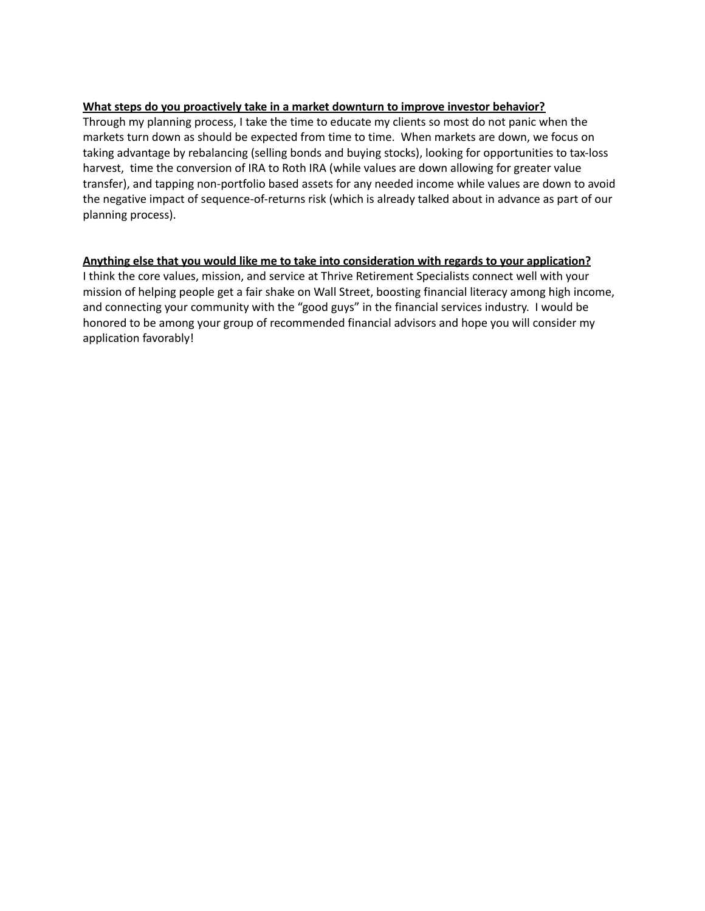**<u>What steps do you proactively take in a market downturn to improve investor behavior?</u>**

Through my planning process, I take the time to educate my clients so most do not panic when the markets turn down as should be expected from time to time. When markets are down, we focus on taking advantage by rebalancing (selling bonds and buying stocks), looking for opportunities to tax-loss harvest, time the conversion of IRA to Roth IRA (while values are down allowing for greater value transfer), and tapping non-portfolio based assets for any needed income while values are down to avoid the negative impact of sequence-of-returns risk (which is already talked about in advance as part of our planning process).

**<u>Anything else that you would like me to take into consideration with regards to your application?</u>**

I think the core values, mission, and service at Thrive Retirement Specialists connect well with your mission of helping people get a fair shake on Wall Street, boosting financial literacy among high income, and connecting your community with the "good guys" in the financial services industry. I would be honored to be among your group of recommended financial advisors and hope you will consider my application favorably!